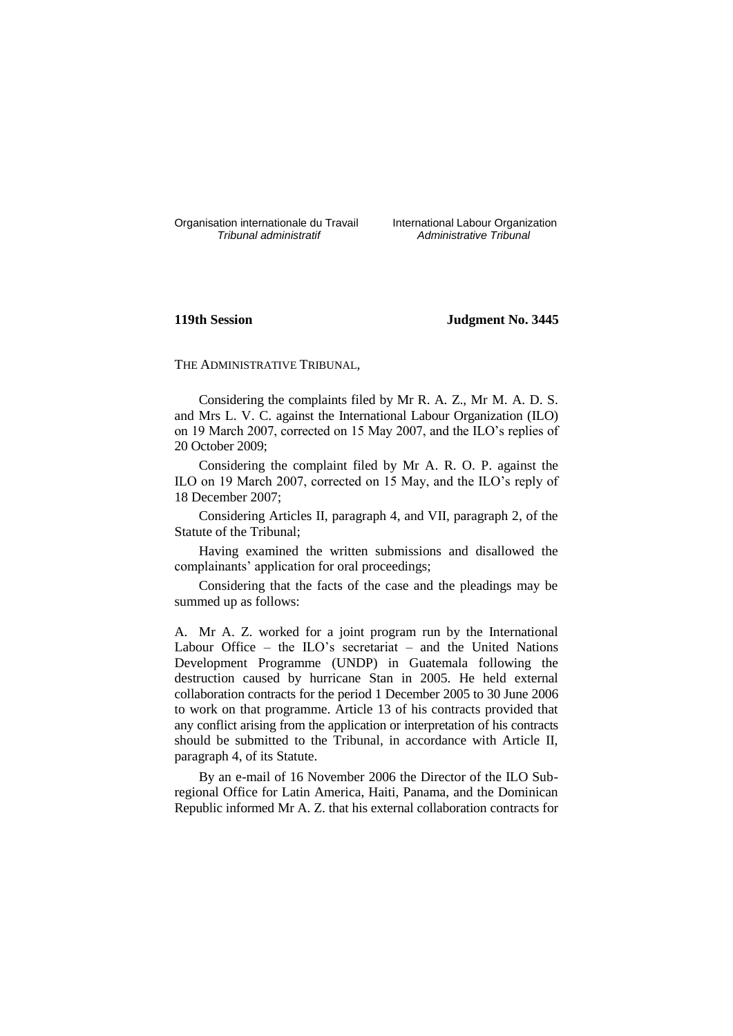Organisation internationale du Travail
*Tribunal administratif*

International Labour Organization
*Administrative Tribunal*

**119th Session** **Judgment No. 3445**

THE ADMINISTRATIVE TRIBUNAL,

Considering the complaints filed by Mr R. A. Z., Mr M. A. D. S. and Mrs L. V. C. against the International Labour Organization (ILO) on 19 March 2007, corrected on 15 May 2007, and the ILO's replies of 20 October 2009;

Considering the complaint filed by Mr A. R. O. P. against the ILO on 19 March 2007, corrected on 15 May, and the ILO's reply of 18 December 2007;

Considering Articles II, paragraph 4, and VII, paragraph 2, of the Statute of the Tribunal;

Having examined the written submissions and disallowed the complainants' application for oral proceedings;

Considering that the facts of the case and the pleadings may be summed up as follows:

A. Mr A. Z. worked for a joint program run by the International Labour Office – the ILO's secretariat – and the United Nations Development Programme (UNDP) in Guatemala following the destruction caused by hurricane Stan in 2005. He held external collaboration contracts for the period 1 December 2005 to 30 June 2006 to work on that programme. Article 13 of his contracts provided that any conflict arising from the application or interpretation of his contracts should be submitted to the Tribunal, in accordance with Article II, paragraph 4, of its Statute.

By an e-mail of 16 November 2006 the Director of the ILO Sub-regional Office for Latin America, Haiti, Panama, and the Dominican Republic informed Mr A. Z. that his external collaboration contracts for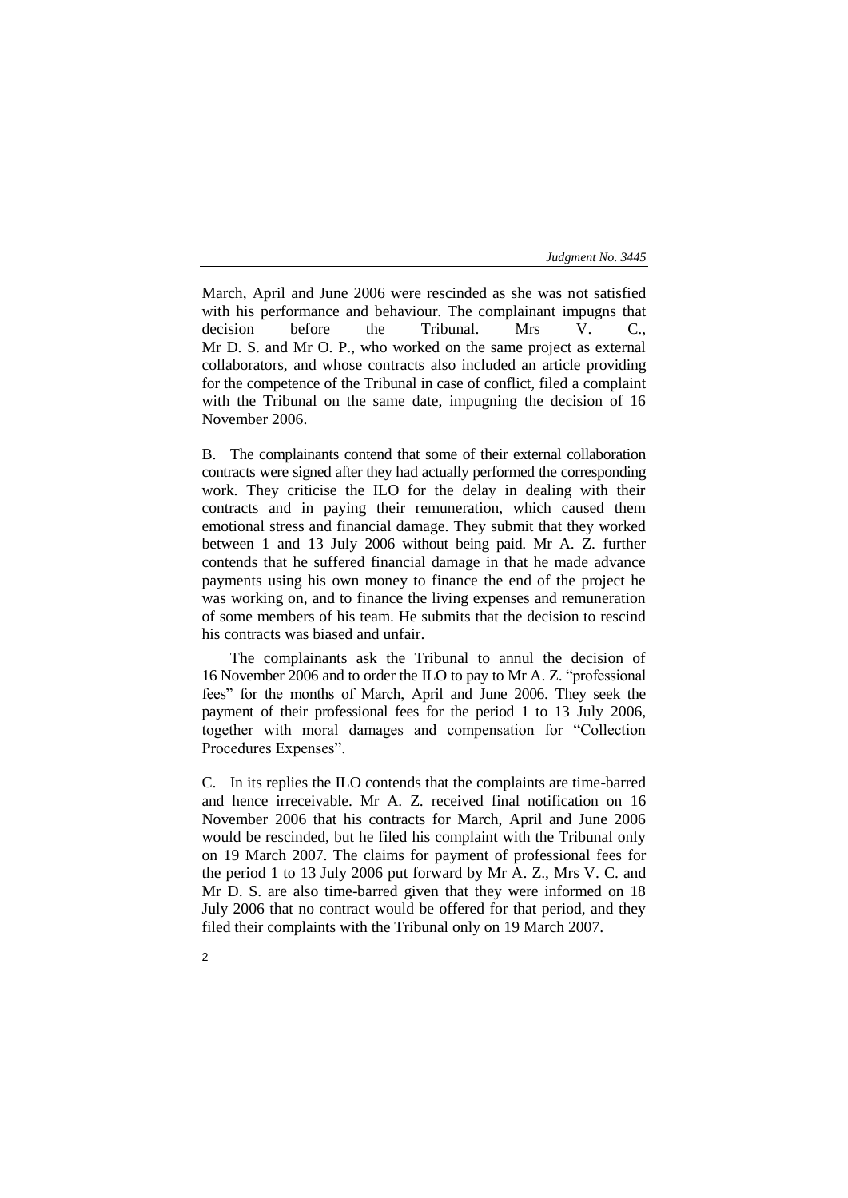March, April and June 2006 were rescinded as she was not satisfied with his performance and behaviour. The complainant impugns that decision before the Tribunal. Mrs V. C., Mr D. S. and Mr O. P., who worked on the same project as external collaborators, and whose contracts also included an article providing for the competence of the Tribunal in case of conflict, filed a complaint with the Tribunal on the same date, impugning the decision of 16 November 2006.

B. The complainants contend that some of their external collaboration contracts were signed after they had actually performed the corresponding work. They criticise the ILO for the delay in dealing with their contracts and in paying their remuneration, which caused them emotional stress and financial damage. They submit that they worked between 1 and 13 July 2006 without being paid. Mr A. Z. further contends that he suffered financial damage in that he made advance payments using his own money to finance the end of the project he was working on, and to finance the living expenses and remuneration of some members of his team. He submits that the decision to rescind his contracts was biased and unfair.

The complainants ask the Tribunal to annul the decision of 16 November 2006 and to order the ILO to pay to Mr A. Z. "professional fees" for the months of March, April and June 2006. They seek the payment of their professional fees for the period 1 to 13 July 2006, together with moral damages and compensation for "Collection Procedures Expenses".

C. In its replies the ILO contends that the complaints are time-barred and hence irreceivable. Mr A. Z. received final notification on 16 November 2006 that his contracts for March, April and June 2006 would be rescinded, but he filed his complaint with the Tribunal only on 19 March 2007. The claims for payment of professional fees for the period 1 to 13 July 2006 put forward by Mr A. Z., Mrs V. C. and Mr D. S. are also time-barred given that they were informed on 18 July 2006 that no contract would be offered for that period, and they filed their complaints with the Tribunal only on 19 March 2007.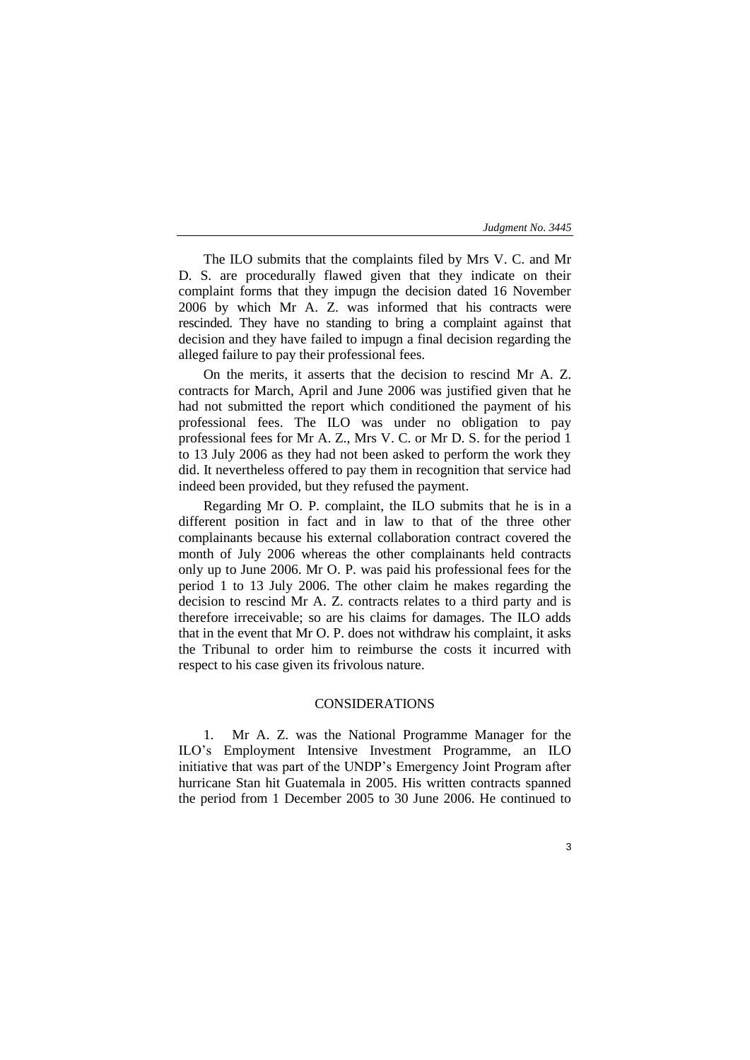The ILO submits that the complaints filed by Mrs V. C. and Mr D. S. are procedurally flawed given that they indicate on their complaint forms that they impugn the decision dated 16 November 2006 by which Mr A. Z. was informed that his contracts were rescinded. They have no standing to bring a complaint against that decision and they have failed to impugn a final decision regarding the alleged failure to pay their professional fees.

On the merits, it asserts that the decision to rescind Mr A. Z. contracts for March, April and June 2006 was justified given that he had not submitted the report which conditioned the payment of his professional fees. The ILO was under no obligation to pay professional fees for Mr A. Z., Mrs V. C. or Mr D. S. for the period 1 to 13 July 2006 as they had not been asked to perform the work they did. It nevertheless offered to pay them in recognition that service had indeed been provided, but they refused the payment.

Regarding Mr O. P. complaint, the ILO submits that he is in a different position in fact and in law to that of the three other complainants because his external collaboration contract covered the month of July 2006 whereas the other complainants held contracts only up to June 2006. Mr O. P. was paid his professional fees for the period 1 to 13 July 2006. The other claim he makes regarding the decision to rescind Mr A. Z. contracts relates to a third party and is therefore irreceivable; so are his claims for damages. The ILO adds that in the event that Mr O. P. does not withdraw his complaint, it asks the Tribunal to order him to reimburse the costs it incurred with respect to his case given its frivolous nature.

## CONSIDERATIONS

1. Mr A. Z. was the National Programme Manager for the ILO's Employment Intensive Investment Programme, an ILO initiative that was part of the UNDP's Emergency Joint Program after hurricane Stan hit Guatemala in 2005. His written contracts spanned the period from 1 December 2005 to 30 June 2006. He continued to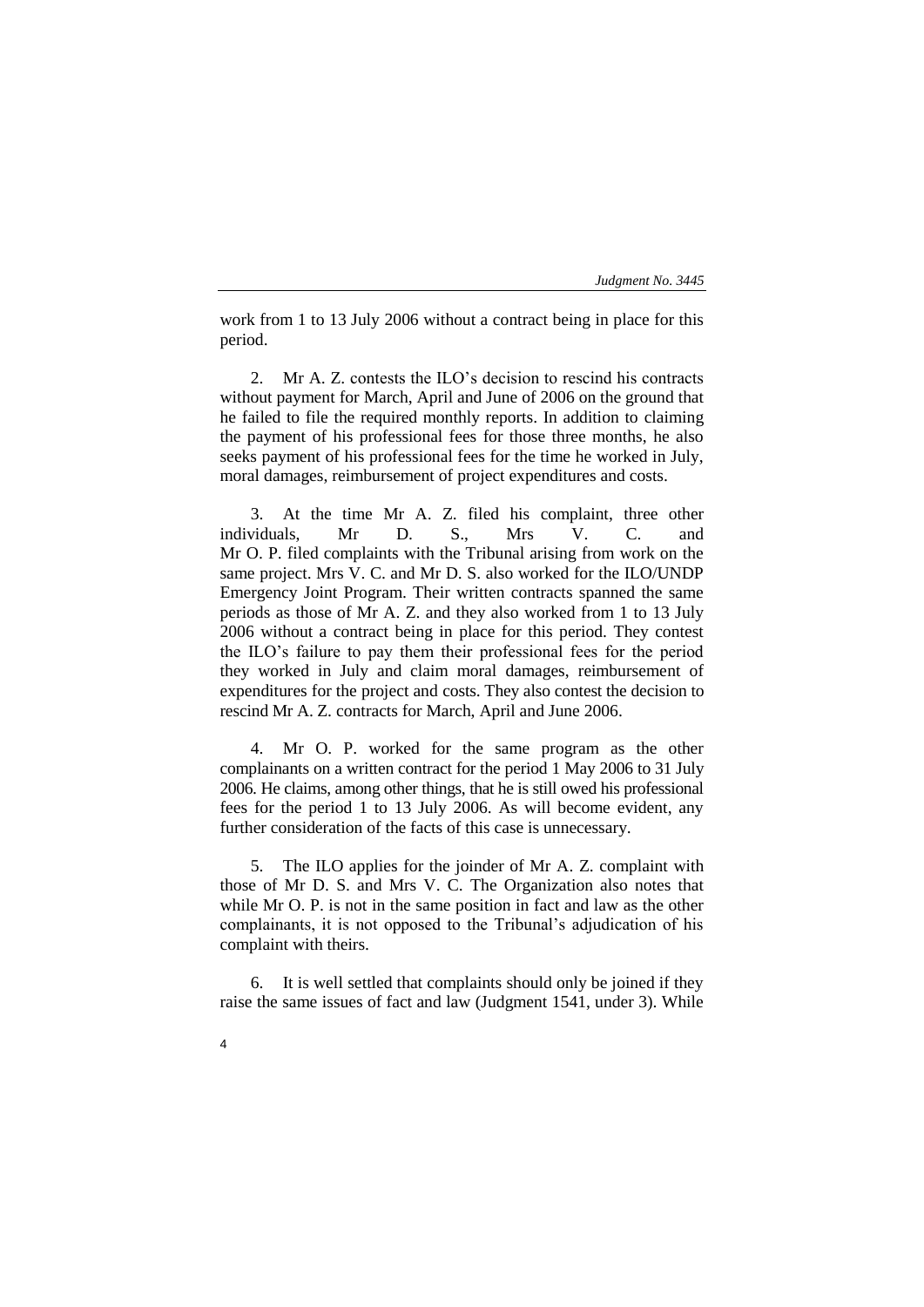work from 1 to 13 July 2006 without a contract being in place for this period.

2. Mr A. Z. contests the ILO's decision to rescind his contracts without payment for March, April and June of 2006 on the ground that he failed to file the required monthly reports. In addition to claiming the payment of his professional fees for those three months, he also seeks payment of his professional fees for the time he worked in July, moral damages, reimbursement of project expenditures and costs.

3. At the time Mr A. Z. filed his complaint, three other individuals, Mr D. S., Mrs V. C. and Mr O. P. filed complaints with the Tribunal arising from work on the same project. Mrs V. C. and Mr D. S. also worked for the ILO/UNDP Emergency Joint Program. Their written contracts spanned the same periods as those of Mr A. Z. and they also worked from 1 to 13 July 2006 without a contract being in place for this period. They contest the ILO's failure to pay them their professional fees for the period they worked in July and claim moral damages, reimbursement of expenditures for the project and costs. They also contest the decision to rescind Mr A. Z. contracts for March, April and June 2006.

4. Mr O. P. worked for the same program as the other complainants on a written contract for the period 1 May 2006 to 31 July 2006. He claims, among other things, that he is still owed his professional fees for the period 1 to 13 July 2006. As will become evident, any further consideration of the facts of this case is unnecessary.

5. The ILO applies for the joinder of Mr A. Z. complaint with those of Mr D. S. and Mrs V. C. The Organization also notes that while Mr O. P. is not in the same position in fact and law as the other complainants, it is not opposed to the Tribunal's adjudication of his complaint with theirs.

6. It is well settled that complaints should only be joined if they raise the same issues of fact and law (Judgment 1541, under 3). While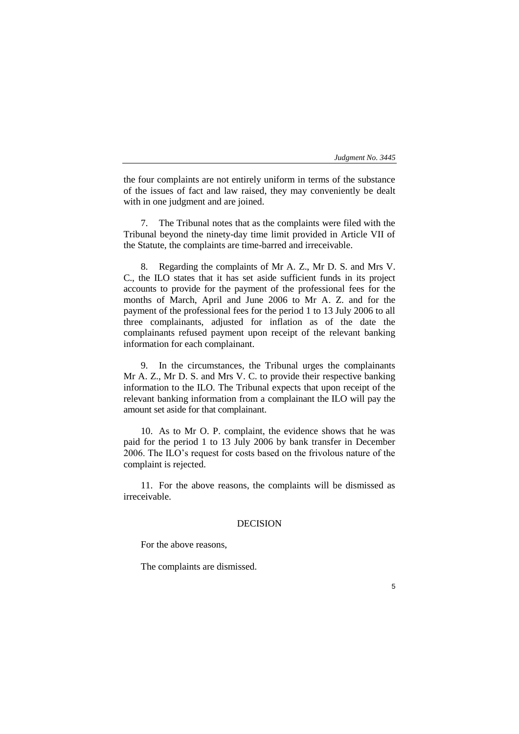the four complaints are not entirely uniform in terms of the substance of the issues of fact and law raised, they may conveniently be dealt with in one judgment and are joined.

7. The Tribunal notes that as the complaints were filed with the Tribunal beyond the ninety-day time limit provided in Article VII of the Statute, the complaints are time-barred and irreceivable.

8. Regarding the complaints of Mr A. Z., Mr D. S. and Mrs V. C., the ILO states that it has set aside sufficient funds in its project accounts to provide for the payment of the professional fees for the months of March, April and June 2006 to Mr A. Z. and for the payment of the professional fees for the period 1 to 13 July 2006 to all three complainants, adjusted for inflation as of the date the complainants refused payment upon receipt of the relevant banking information for each complainant.

9. In the circumstances, the Tribunal urges the complainants Mr A. Z., Mr D. S. and Mrs V. C. to provide their respective banking information to the ILO. The Tribunal expects that upon receipt of the relevant banking information from a complainant the ILO will pay the amount set aside for that complainant.

10. As to Mr O. P. complaint, the evidence shows that he was paid for the period 1 to 13 July 2006 by bank transfer in December 2006. The ILO's request for costs based on the frivolous nature of the complaint is rejected.

11. For the above reasons, the complaints will be dismissed as irreceivable.

## DECISION

For the above reasons,

The complaints are dismissed.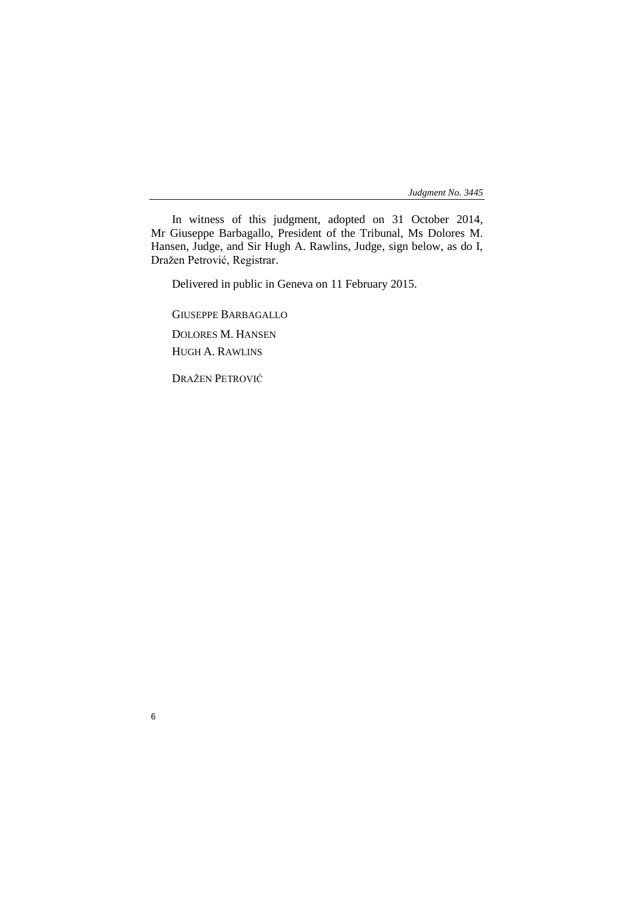In witness of this judgment, adopted on 31 October 2014, Mr Giuseppe Barbagallo, President of the Tribunal, Ms Dolores M. Hansen, Judge, and Sir Hugh A. Rawlins, Judge, sign below, as do I, Dražen Petrović, Registrar.

Delivered in public in Geneva on 11 February 2015.

GIUSEPPE BARBAGALLO

DOLORES M. HANSEN

HUGH A. RAWLINS

DRAŽEN PETROVIĆ